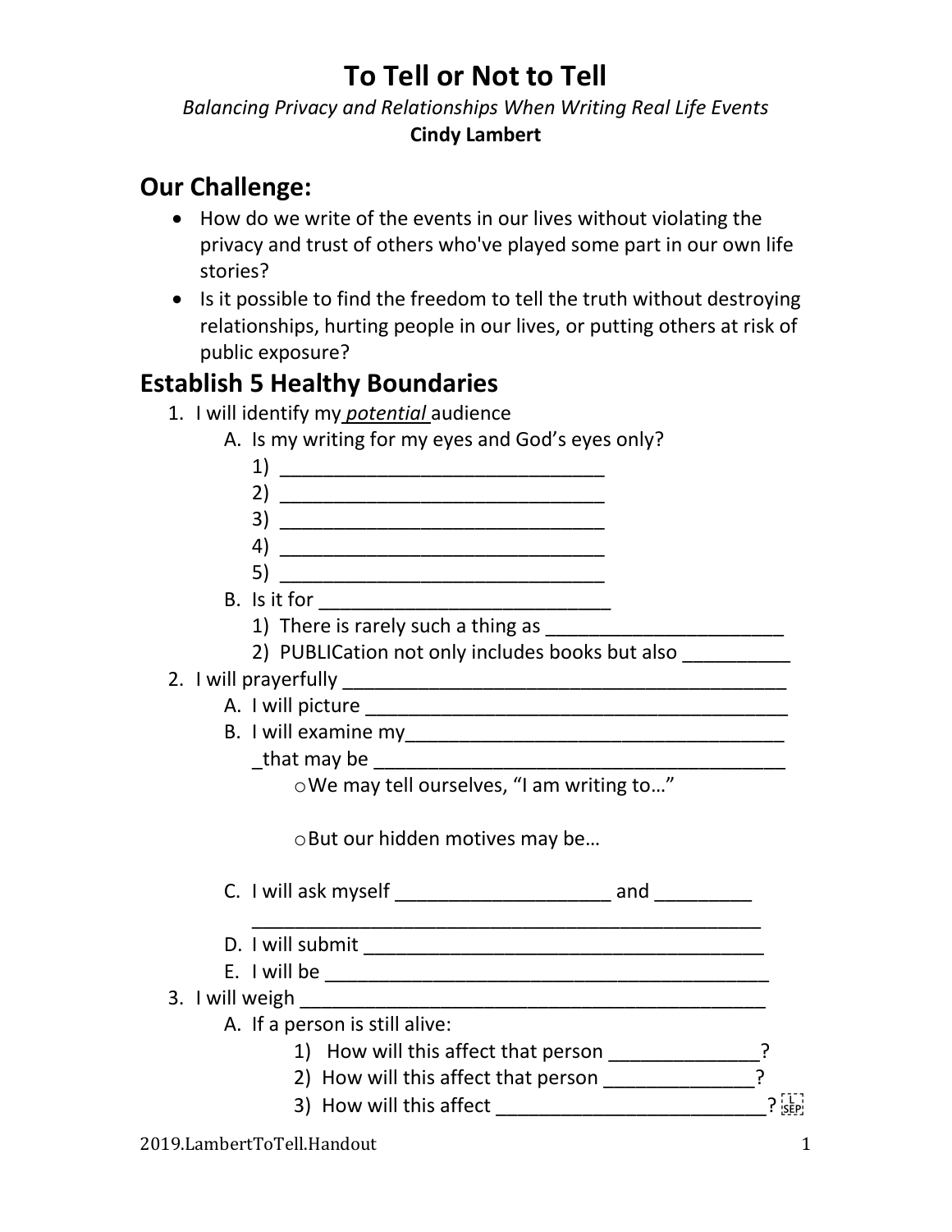# To Tell or Not to Tell

*Balancing Privacy and Relationships When Writing Real Life Events*

**Cindy Lambert**

## Our Challenge:

- How do we write of the events in our lives without violating the privacy and trust of others who've played some part in our own life stories?
- Is it possible to find the freedom to tell the truth without destroying relationships, hurting people in our lives, or putting others at risk of public exposure?

## Establish 5 Healthy Boundaries

1. I will identify my *potential* audience
   - A. Is my writing for my eyes and God's eyes only?
     - 1) _______________________________
     - 2) _______________________________
     - 3) _______________________________
     - 4) _______________________________
     - 5) _______________________________
   - B. Is it for _____________________________
     - 1) There is rarely such a thing as ______________________
     - 2) PUBLICation not only includes books but also __________
2. I will prayerfully __________________________________________
   - A. I will picture ________________________________________
   - B. I will examine my_____________________________________ _that may be ______________________________________
     - o We may tell ourselves, "I am writing to…"
     - o But our hidden motives may be…
   - C. I will ask myself ____________________ and _________ _______________________________________________
   - D. I will submit ______________________________________
   - E. I will be __________________________________________
3. I will weigh _____________________________________________
   - A. If a person is still alive:
     - 1) How will this affect that person ______________?
     - 2) How will this affect that person ______________?
     - 3) How will this affect _________________________?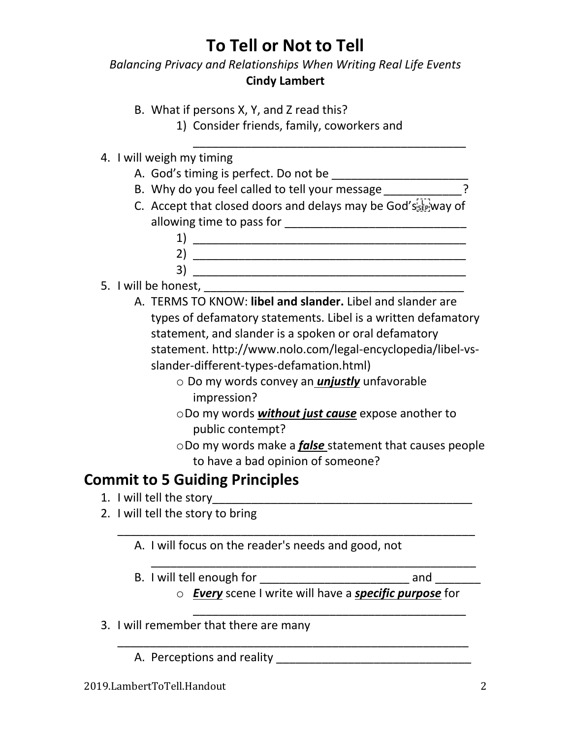# To Tell or Not to Tell

*Balancing Privacy and Relationships When Writing Real Life Events*

**Cindy Lambert**

- B. What if persons X, Y, and Z read this?
  - 1) Consider friends, family, coworkers and ____________________________________________
4. I will weigh my timing
   - A. God's timing is perfect. Do not be ______________________
   - B. Why do you feel called to tell your message ____________?
   - C. Accept that closed doors and delays may be God's way of allowing time to pass for ____________________________
     - 1) ____________________________________________
     - 2) ____________________________________________
     - 3) ____________________________________________
5. I will be honest, ___________________________________________
   - A. TERMS TO KNOW: **libel and slander.** Libel and slander are types of defamatory statements. Libel is a written defamatory statement, and slander is a spoken or oral defamatory statement. http://www.nolo.com/legal-encyclopedia/libel-vs-slander-different-types-defamation.html)
     - Do my words convey an ***unjustly*** unfavorable impression?
     - Do my words ***without just cause*** expose another to public contempt?
     - Do my words make a ***false*** statement that causes people to have a bad opinion of someone?

## Commit to 5 Guiding Principles

1. I will tell the story__________________________________________
2. I will tell the story to bring ____________________________________________________________
   - A. I will focus on the reader's needs and good, not ______________________________________________________
   - B. I will tell enough for ________________________ and _______
     - ***Every*** scene I write will have a ***specific purpose*** for ____________________________________________
3. I will remember that there are many ____________________________________________________________
   - A. Perceptions and reality _______________________________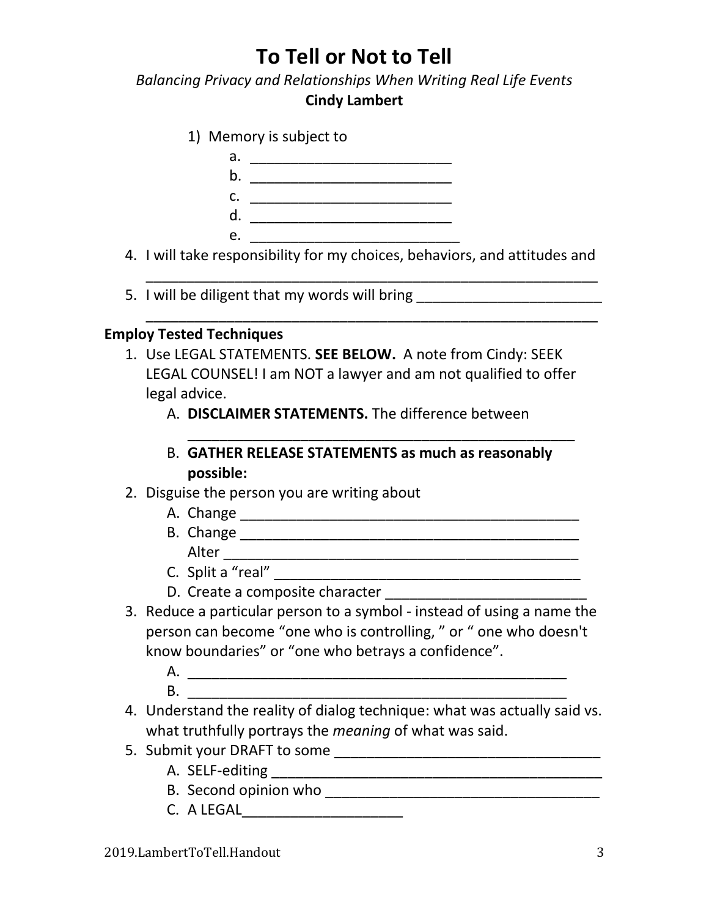# To Tell or Not to Tell

*Balancing Privacy and Relationships When Writing Real Life Events*

**Cindy Lambert**

1) Memory is subject to
   a. ________________________
   b. ________________________
   c. ________________________
   d. ________________________
   e. _________________________

4. I will take responsibility for my choices, behaviors, and attitudes and _________________________________________________________
5. I will be diligent that my words will bring _______________________ _________________________________________________________

**Employ Tested Techniques**

1. Use LEGAL STATEMENTS. **SEE BELOW.** A note from Cindy: SEEK LEGAL COUNSEL! I am NOT a lawyer and am not qualified to offer legal advice.
   A. **DISCLAIMER STATEMENTS.** The difference between _______________________________________________
   B. **GATHER RELEASE STATEMENTS as much as reasonably possible:**
2. Disguise the person you are writing about
   A. Change ________________________________________
   B. Change ________________________________________
      Alter __________________________________________
   C. Split a "real" ____________________________________
   D. Create a composite character ________________________
3. Reduce a particular person to a symbol - instead of using a name the person can become "one who is controlling, " or " one who doesn't know boundaries" or "one who betrays a confidence".
   A. ______________________________________________
   B. ______________________________________________
4. Understand the reality of dialog technique: what was actually said vs. what truthfully portrays the *meaning* of what was said.
5. Submit your DRAFT to some _______________________________
   A. SELF-editing ______________________________________
   B. Second opinion who _________________________________
   C. A LEGAL___________________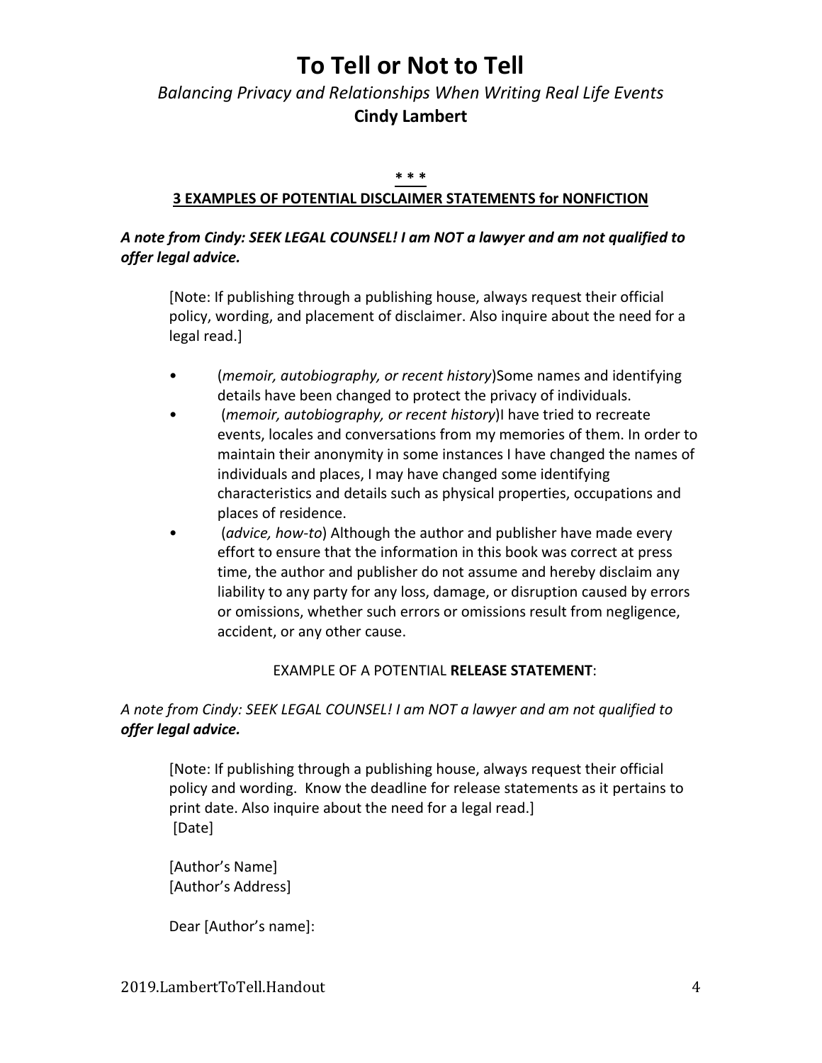# To Tell or Not to Tell

*Balancing Privacy and Relationships When Writing Real Life Events*

**Cindy Lambert**

\* \* \*

**3 EXAMPLES OF POTENTIAL DISCLAIMER STATEMENTS for NONFICTION**

***A note from Cindy: SEEK LEGAL COUNSEL! I am NOT a lawyer and am not qualified to offer legal advice.***

> [Note: If publishing through a publishing house, always request their official policy, wording, and placement of disclaimer. Also inquire about the need for a legal read.]

- (*memoir, autobiography, or recent history*)Some names and identifying details have been changed to protect the privacy of individuals.
- (*memoir, autobiography, or recent history*)I have tried to recreate events, locales and conversations from my memories of them. In order to maintain their anonymity in some instances I have changed the names of individuals and places, I may have changed some identifying characteristics and details such as physical properties, occupations and places of residence.
- (*advice, how-to*) Although the author and publisher have made every effort to ensure that the information in this book was correct at press time, the author and publisher do not assume and hereby disclaim any liability to any party for any loss, damage, or disruption caused by errors or omissions, whether such errors or omissions result from negligence, accident, or any other cause.

EXAMPLE OF A POTENTIAL **RELEASE STATEMENT**:

*A note from Cindy: SEEK LEGAL COUNSEL! I am NOT a lawyer and am not qualified to* ***offer legal advice.***

> [Note: If publishing through a publishing house, always request their official policy and wording. Know the deadline for release statements as it pertains to print date. Also inquire about the need for a legal read.]
> [Date]
>
> [Author's Name]
> [Author's Address]
>
> Dear [Author's name]: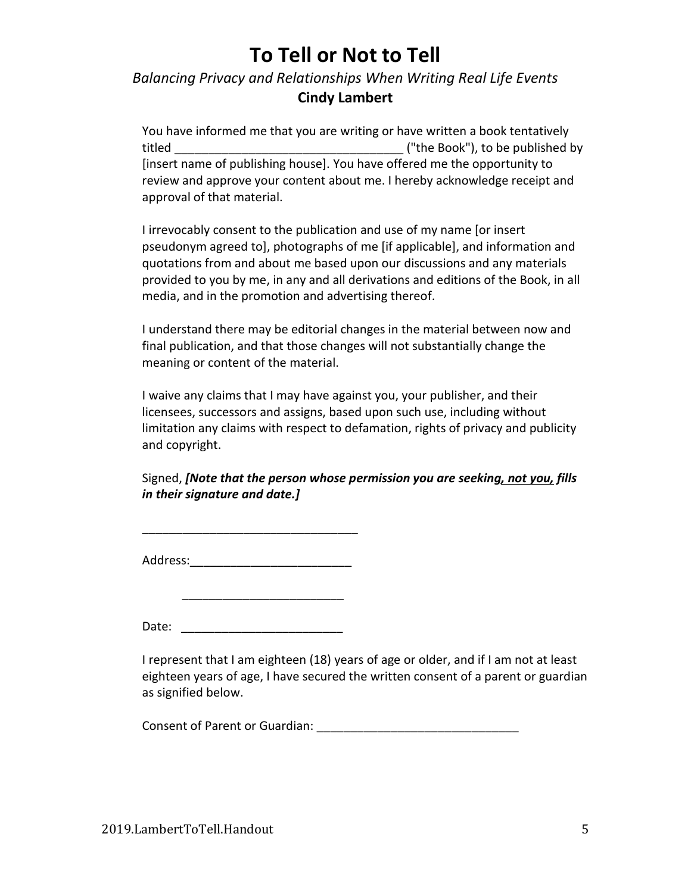# To Tell or Not to Tell

*Balancing Privacy and Relationships When Writing Real Life Events*

**Cindy Lambert**

You have informed me that you are writing or have written a book tentatively titled _________________________________ ("the Book"), to be published by [insert name of publishing house]. You have offered me the opportunity to review and approve your content about me. I hereby acknowledge receipt and approval of that material.

I irrevocably consent to the publication and use of my name [or insert pseudonym agreed to], photographs of me [if applicable], and information and quotations from and about me based upon our discussions and any materials provided to you by me, in any and all derivations and editions of the Book, in all media, and in the promotion and advertising thereof.

I understand there may be editorial changes in the material between now and final publication, and that those changes will not substantially change the meaning or content of the material.

I waive any claims that I may have against you, your publisher, and their licensees, successors and assigns, based upon such use, including without limitation any claims with respect to defamation, rights of privacy and publicity and copyright.

Signed, ***[Note that the person whose permission you are seeking<u>, not you,</u> fills in their signature and date.]***

________________________________

Address:________________________

________________________

Date: ________________________

I represent that I am eighteen (18) years of age or older, and if I am not at least eighteen years of age, I have secured the written consent of a parent or guardian as signified below.

Consent of Parent or Guardian: ______________________________